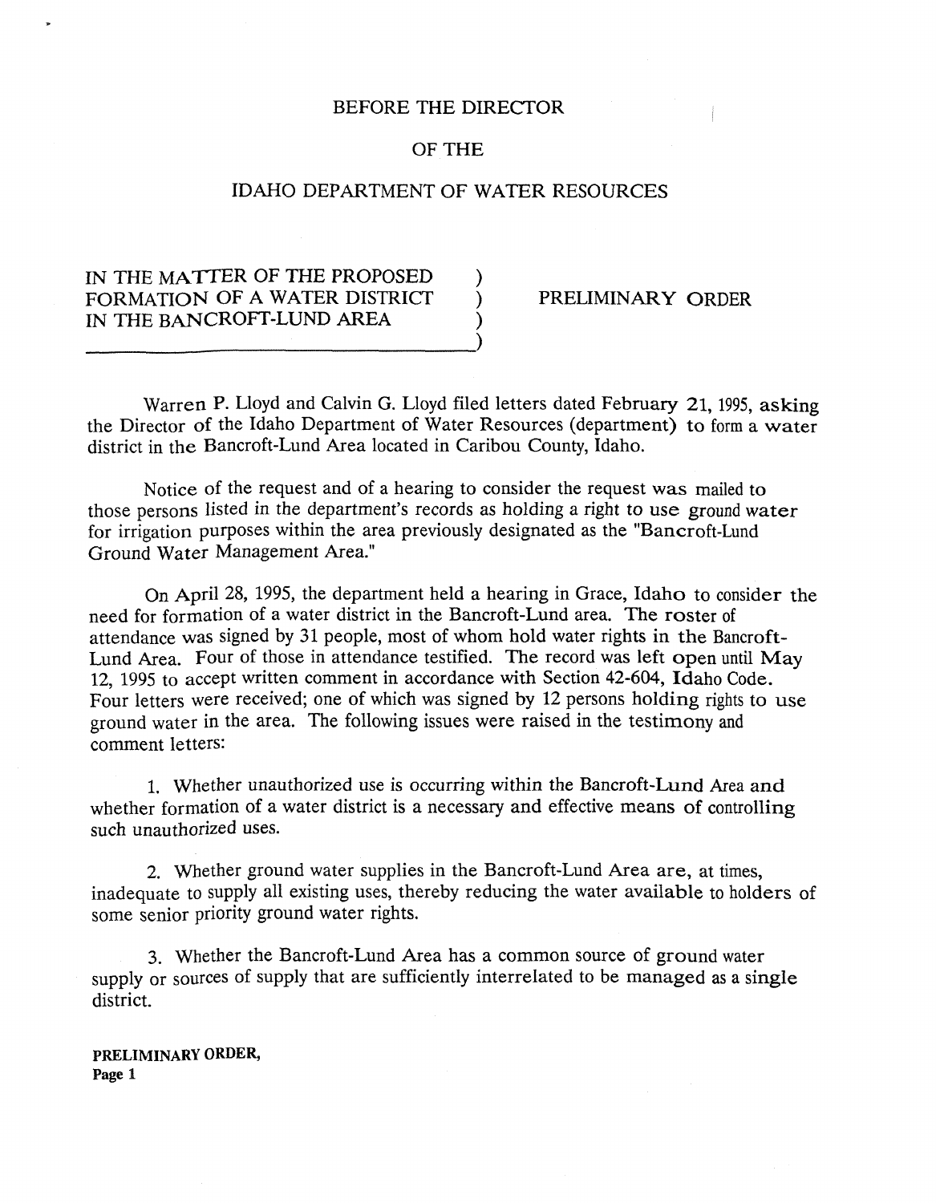BEFORE THE DIRECTOR

OF THE

IDAHO DEPARTMENT OF WATER RESOURCES

| | | |
|---|---|---|
| IN THE MATTER OF THE PROPOSED FORMATION OF A WATER DISTRICT IN THE BANCROFT-LUND AREA | ) ) ) ) | PRELIMINARY ORDER |

Warren P. Lloyd and Calvin G. Lloyd filed letters dated February 21, 1995, asking the Director of the Idaho Department of Water Resources (department) to form a water district in the Bancroft-Lund Area located in Caribou County, Idaho.

Notice of the request and of a hearing to consider the request was mailed to those persons listed in the department's records as holding a right to use ground water for irrigation purposes within the area previously designated as the "Bancroft-Lund Ground Water Management Area."

On April 28, 1995, the department held a hearing in Grace, Idaho to consider the need for formation of a water district in the Bancroft-Lund area. The roster of attendance was signed by 31 people, most of whom hold water rights in the Bancroft-Lund Area. Four of those in attendance testified. The record was left open until May 12, 1995 to accept written comment in accordance with Section 42-604, Idaho Code. Four letters were received; one of which was signed by 12 persons holding rights to use ground water in the area. The following issues were raised in the testimony and comment letters:

1. Whether unauthorized use is occurring within the Bancroft-Lund Area and whether formation of a water district is a necessary and effective means of controlling such unauthorized uses.

2. Whether ground water supplies in the Bancroft-Lund Area are, at times, inadequate to supply all existing uses, thereby reducing the water available to holders of some senior priority ground water rights.

3. Whether the Bancroft-Lund Area has a common source of ground water supply or sources of supply that are sufficiently interrelated to be managed as a single district.

**PRELIMINARY ORDER,**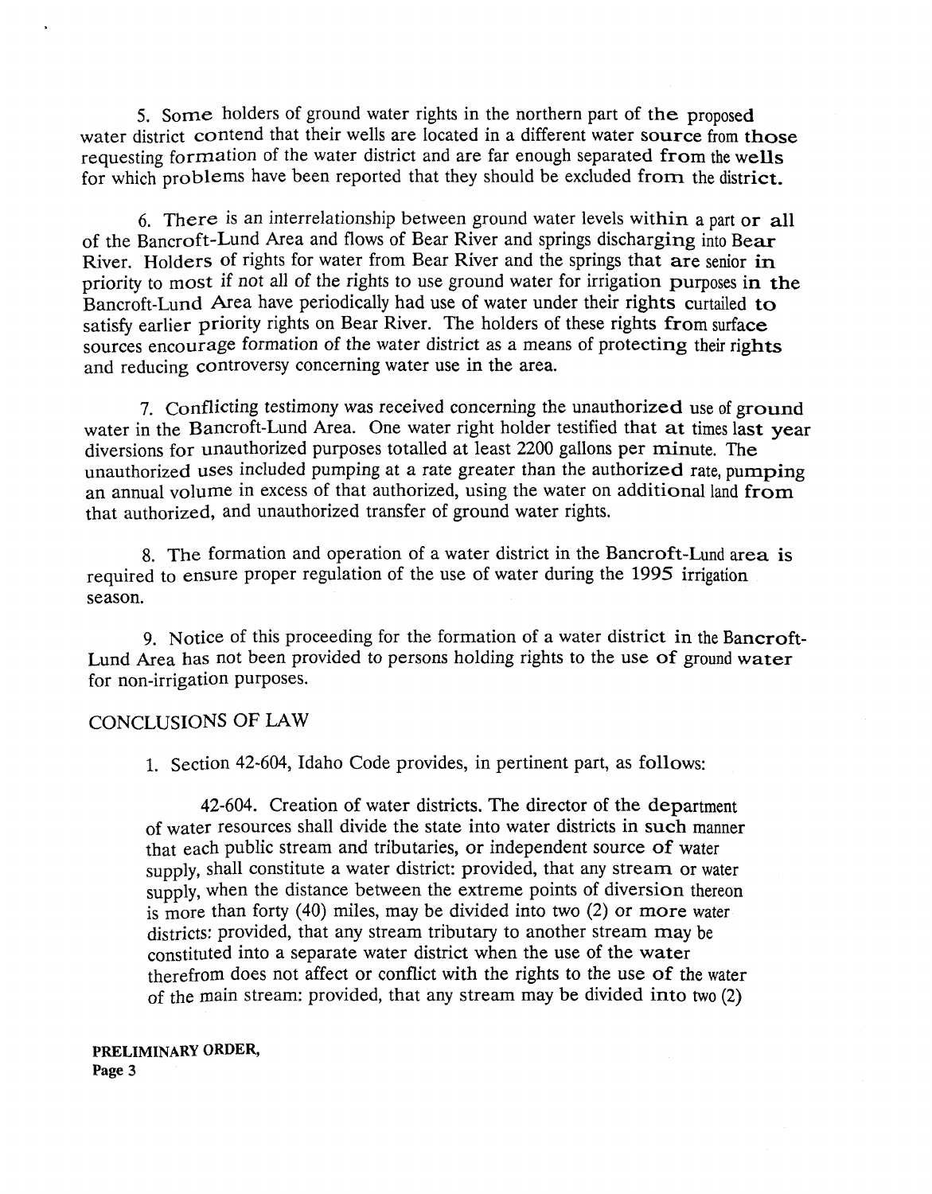5. Some holders of ground water rights in the northern part of the proposed water district contend that their wells are located in a different water source from those requesting formation of the water district and are far enough separated from the wells for which problems have been reported that they should be excluded from the district.

6. There is an interrelationship between ground water levels within a part or all of the Bancroft-Lund Area and flows of Bear River and springs discharging into Bear River. Holders of rights for water from Bear River and the springs that are senior in priority to most if not all of the rights to use ground water for irrigation purposes in the Bancroft-Lund Area have periodically had use of water under their rights curtailed to satisfy earlier priority rights on Bear River. The holders of these rights from surface sources encourage formation of the water district as a means of protecting their rights and reducing controversy concerning water use in the area.

7. Conflicting testimony was received concerning the unauthorized use of ground water in the Bancroft-Lund Area. One water right holder testified that at times last year diversions for unauthorized purposes totalled at least 2200 gallons per minute. The unauthorized uses included pumping at a rate greater than the authorized rate, pumping an annual volume in excess of that authorized, using the water on additional land from that authorized, and unauthorized transfer of ground water rights.

8. The formation and operation of a water district in the Bancroft-Lund area is required to ensure proper regulation of the use of water during the 1995 irrigation season.

9. Notice of this proceeding for the formation of a water district in the Bancroft-Lund Area has not been provided to persons holding rights to the use of ground water for non-irrigation purposes.

## CONCLUSIONS OF LAW

1. Section 42-604, Idaho Code provides, in pertinent part, as follows:

> 42-604. Creation of water districts. The director of the department of water resources shall divide the state into water districts in such manner that each public stream and tributaries, or independent source of water supply, shall constitute a water district: provided, that any stream or water supply, when the distance between the extreme points of diversion thereon is more than forty (40) miles, may be divided into two (2) or more water districts: provided, that any stream tributary to another stream may be constituted into a separate water district when the use of the water therefrom does not affect or conflict with the rights to the use of the water of the main stream: provided, that any stream may be divided into two (2)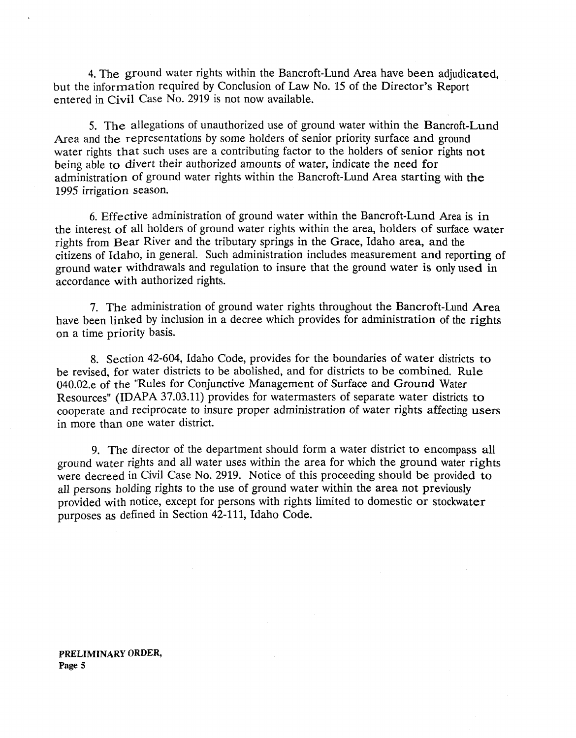4. The ground water rights within the Bancroft-Lund Area have been adjudicated, but the information required by Conclusion of Law No. 15 of the Director's Report entered in Civil Case No. 2919 is not now available.

5. The allegations of unauthorized use of ground water within the Bancroft-Lund Area and the representations by some holders of senior priority surface and ground water rights that such uses are a contributing factor to the holders of senior rights not being able to divert their authorized amounts of water, indicate the need for administration of ground water rights within the Bancroft-Lund Area starting with the 1995 irrigation season.

6. Effective administration of ground water within the Bancroft-Lund Area is in the interest of all holders of ground water rights within the area, holders of surface water rights from Bear River and the tributary springs in the Grace, Idaho area, and the citizens of Idaho, in general. Such administration includes measurement and reporting of ground water withdrawals and regulation to insure that the ground water is only used in accordance with authorized rights.

7. The administration of ground water rights throughout the Bancroft-Lund Area have been linked by inclusion in a decree which provides for administration of the rights on a time priority basis.

8. Section 42-604, Idaho Code, provides for the boundaries of water districts to be revised, for water districts to be abolished, and for districts to be combined. Rule 040.02.e of the "Rules for Conjunctive Management of Surface and Ground Water Resources" (IDAPA 37.03.11) provides for watermasters of separate water districts to cooperate and reciprocate to insure proper administration of water rights affecting users in more than one water district.

9. The director of the department should form a water district to encompass all ground water rights and all water uses within the area for which the ground water rights were decreed in Civil Case No. 2919. Notice of this proceeding should be provided to all persons holding rights to the use of ground water within the area not previously provided with notice, except for persons with rights limited to domestic or stockwater purposes as defined in Section 42-111, Idaho Code.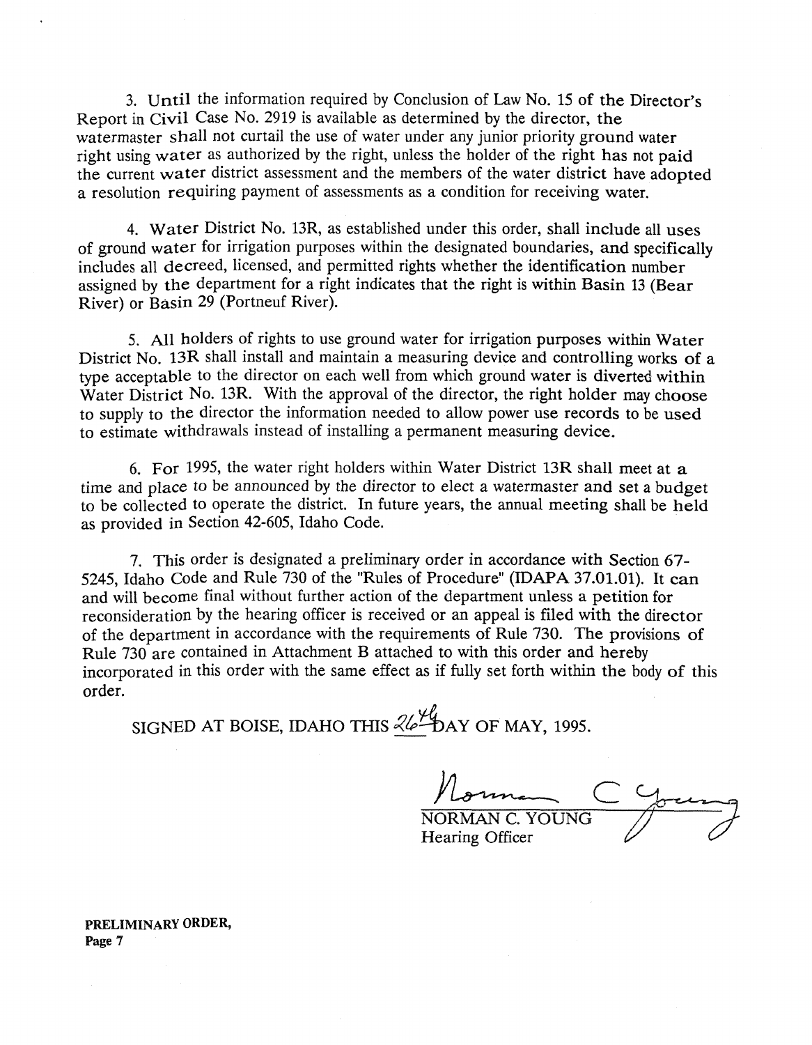3. Until the information required by Conclusion of Law No. 15 of the Director's Report in Civil Case No. 2919 is available as determined by the director, the watermaster shall not curtail the use of water under any junior priority ground water right using water as authorized by the right, unless the holder of the right has not paid the current water district assessment and the members of the water district have adopted a resolution requiring payment of assessments as a condition for receiving water.

4. Water District No. 13R, as established under this order, shall include all uses of ground water for irrigation purposes within the designated boundaries, and specifically includes all decreed, licensed, and permitted rights whether the identification number assigned by the department for a right indicates that the right is within Basin 13 (Bear River) or Basin 29 (Portneuf River).

5. All holders of rights to use ground water for irrigation purposes within Water District No. 13R shall install and maintain a measuring device and controlling works of a type acceptable to the director on each well from which ground water is diverted within Water District No. 13R. With the approval of the director, the right holder may choose to supply to the director the information needed to allow power use records to be used to estimate withdrawals instead of installing a permanent measuring device.

6. For 1995, the water right holders within Water District 13R shall meet at a time and place to be announced by the director to elect a watermaster and set a budget to be collected to operate the district. In future years, the annual meeting shall be held as provided in Section 42-605, Idaho Code.

7. This order is designated a preliminary order in accordance with Section 67-5245, Idaho Code and Rule 730 of the "Rules of Procedure" (IDAPA 37.01.01). It can and will become final without further action of the department unless a petition for reconsideration by the hearing officer is received or an appeal is filed with the director of the department in accordance with the requirements of Rule 730. The provisions of Rule 730 are contained in Attachment B attached to with this order and hereby incorporated in this order with the same effect as if fully set forth within the body of this order.

SIGNED AT BOISE, IDAHO THIS 26th DAY OF MAY, 1995.

NORMAN C. YOUNG
Hearing Officer

**PRELIMINARY ORDER,**
**Page 7**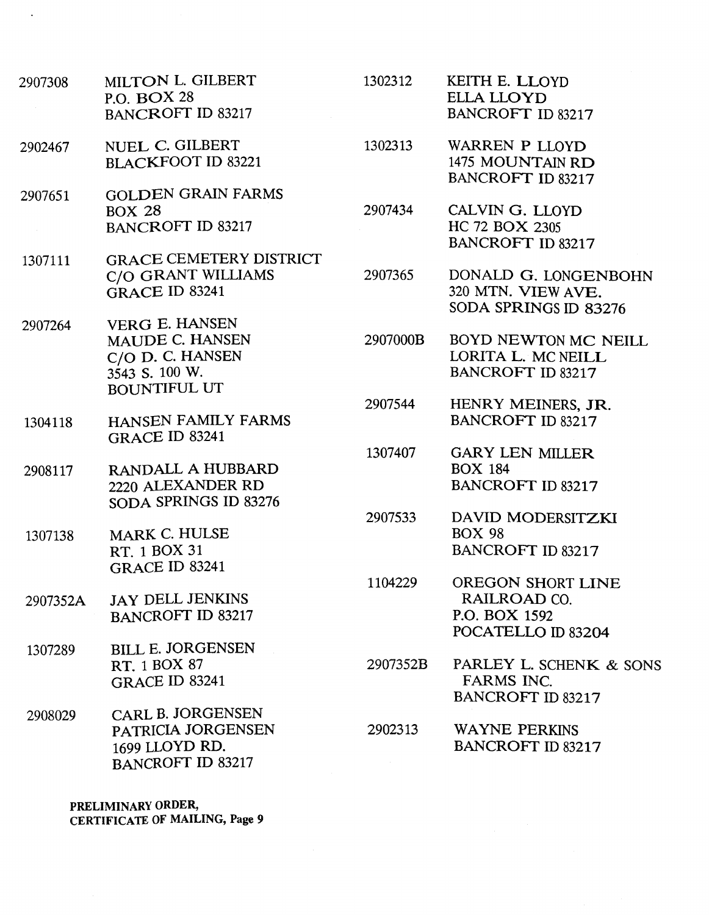2907308 MILTON L. GILBERT
P.O. BOX 28
BANCROFT ID 83217

2902467 NUEL C. GILBERT
BLACKFOOT ID 83221

2907651 GOLDEN GRAIN FARMS
BOX 28
BANCROFT ID 83217

1307111 GRACE CEMETERY DISTRICT
C/O GRANT WILLIAMS
GRACE ID 83241

2907264 VERG E. HANSEN
MAUDE C. HANSEN
C/O D. C. HANSEN
3543 S. 100 W.
BOUNTIFUL UT

1304118 HANSEN FAMILY FARMS
GRACE ID 83241

2908117 RANDALL A HUBBARD
2220 ALEXANDER RD
SODA SPRINGS ID 83276

1307138 MARK C. HULSE
RT. 1 BOX 31
GRACE ID 83241

2907352A JAY DELL JENKINS
BANCROFT ID 83217

1307289 BILL E. JORGENSEN
RT. 1 BOX 87
GRACE ID 83241

2908029 CARL B. JORGENSEN
PATRICIA JORGENSEN
1699 LLOYD RD.
BANCROFT ID 83217

1302312 KEITH E. LLOYD
ELLA LLOYD
BANCROFT ID 83217

1302313 WARREN P LLOYD
1475 MOUNTAIN RD
BANCROFT ID 83217

2907434 CALVIN G. LLOYD
HC 72 BOX 2305
BANCROFT ID 83217

2907365 DONALD G. LONGENBOHN
320 MTN. VIEW AVE.
SODA SPRINGS ID 83276

2907000B BOYD NEWTON MC NEILL
LORITA L. MC NEILL
BANCROFT ID 83217

2907544 HENRY MEINERS, JR.
BANCROFT ID 83217

1307407 GARY LEN MILLER
BOX 184
BANCROFT ID 83217

2907533 DAVID MODERSITZKI
BOX 98
BANCROFT ID 83217

1104229 OREGON SHORT LINE
RAILROAD CO.
P.O. BOX 1592
POCATELLO ID 83204

2907352B PARLEY L. SCHENK & SONS
FARMS INC.
BANCROFT ID 83217

2902313 WAYNE PERKINS
BANCROFT ID 83217

**PRELIMINARY ORDER,
CERTIFICATE OF MAILING, Page 9**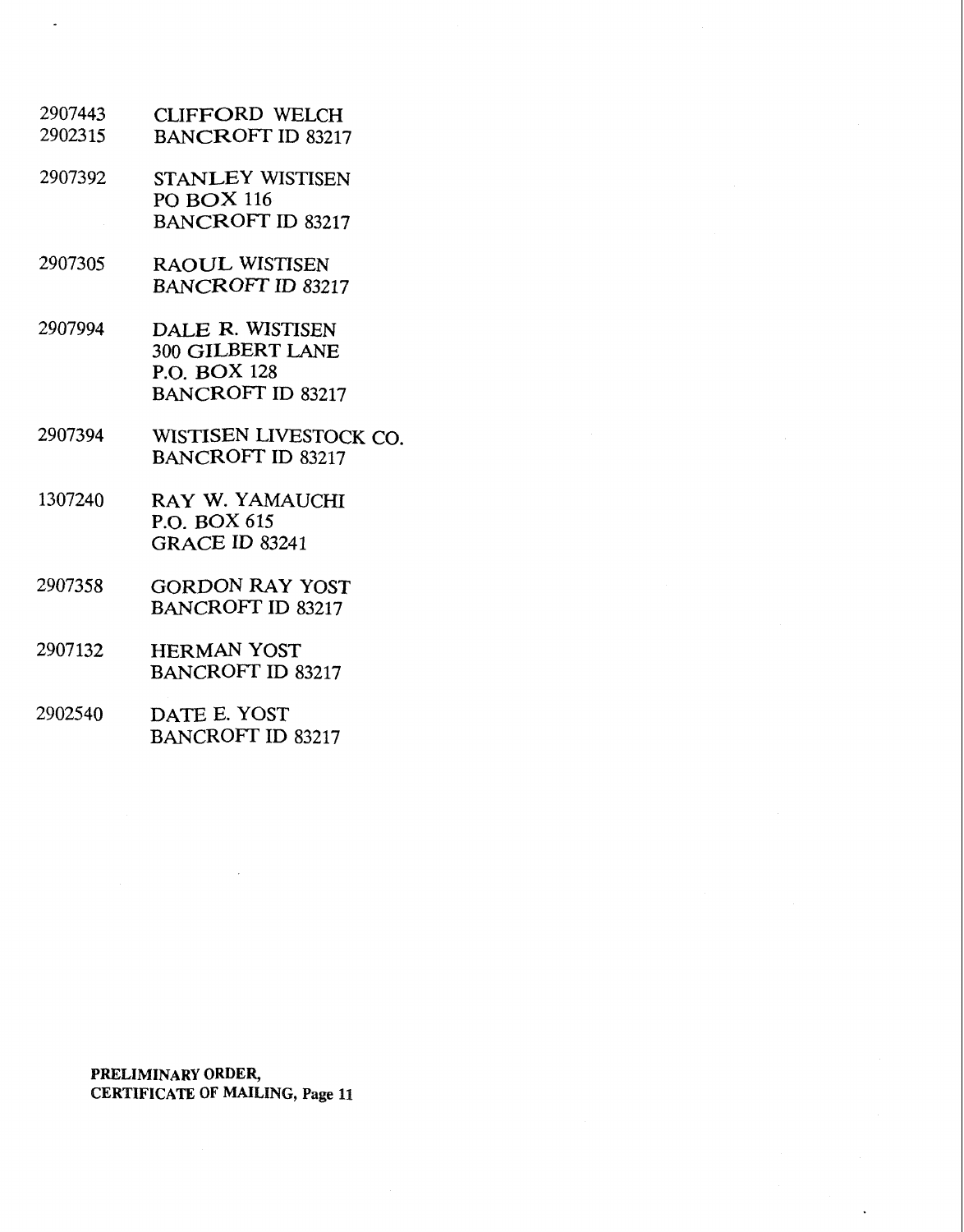2907443
2902315
CLIFFORD WELCH
BANCROFT ID 83217

2907392
STANLEY WISTISEN
PO BOX 116
BANCROFT ID 83217

2907305
RAOUL WISTISEN
BANCROFT ID 83217

2907994
DALE R. WISTISEN
300 GILBERT LANE
P.O. BOX 128
BANCROFT ID 83217

2907394
WISTISEN LIVESTOCK CO.
BANCROFT ID 83217

1307240
RAY W. YAMAUCHI
P.O. BOX 615
GRACE ID 83241

2907358
GORDON RAY YOST
BANCROFT ID 83217

2907132
HERMAN YOST
BANCROFT ID 83217

2902540
DATE E. YOST
BANCROFT ID 83217

**PRELIMINARY ORDER,**
**CERTIFICATE OF MAILING, Page 11**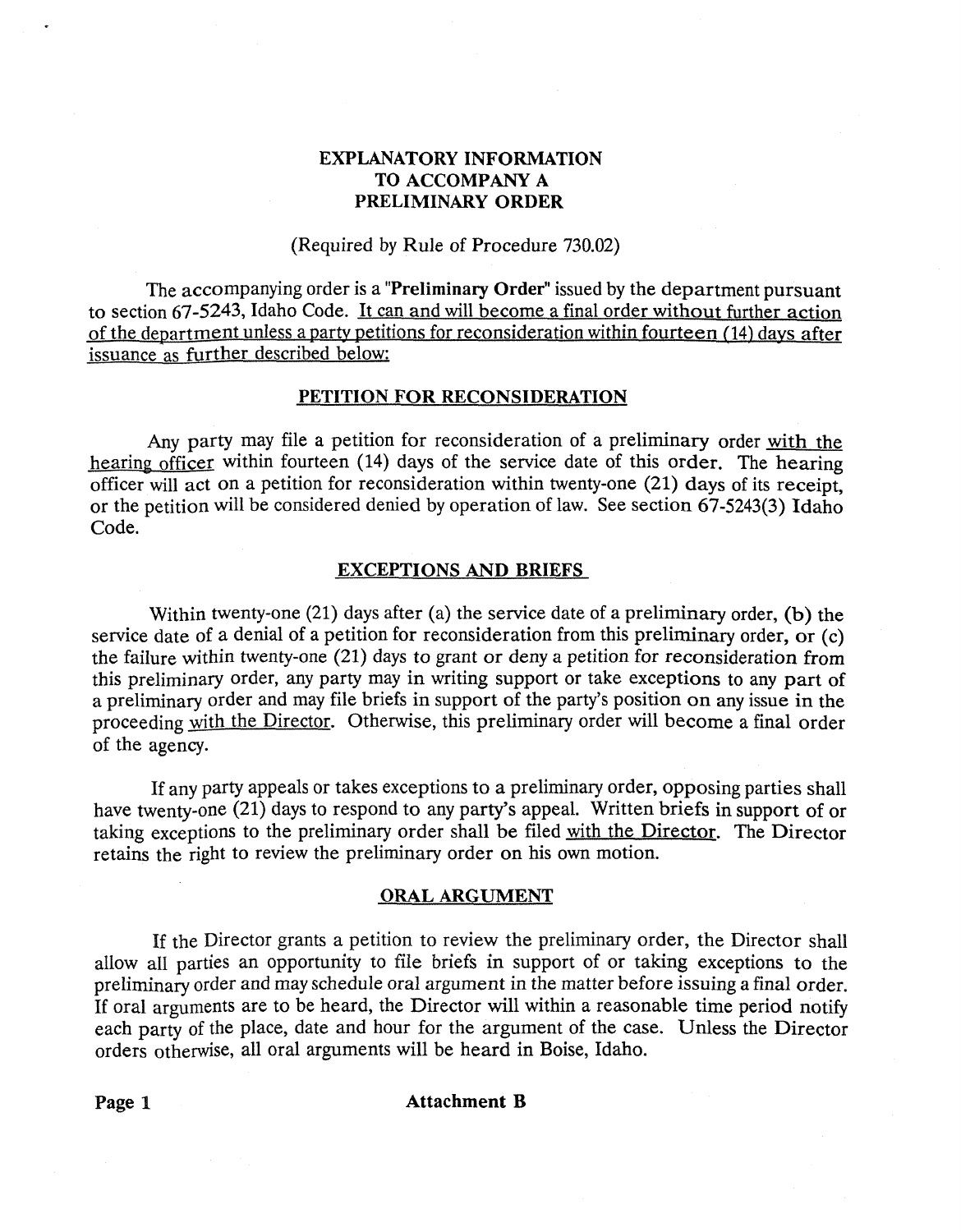# EXPLANATORY INFORMATION TO ACCOMPANY A PRELIMINARY ORDER

(Required by Rule of Procedure 730.02)

The accompanying order is a "**Preliminary Order**" issued by the department pursuant to section 67-5243, Idaho Code. It can and will become a final order without further action of the department unless a party petitions for reconsideration within fourteen (14) days after issuance as further described below:

## PETITION FOR RECONSIDERATION

Any party may file a petition for reconsideration of a preliminary order with the hearing officer within fourteen (14) days of the service date of this order. The hearing officer will act on a petition for reconsideration within twenty-one (21) days of its receipt, or the petition will be considered denied by operation of law. See section 67-5243(3) Idaho Code.

## EXCEPTIONS AND BRIEFS

Within twenty-one (21) days after (a) the service date of a preliminary order, (b) the service date of a denial of a petition for reconsideration from this preliminary order, or (c) the failure within twenty-one (21) days to grant or deny a petition for reconsideration from this preliminary order, any party may in writing support or take exceptions to any part of a preliminary order and may file briefs in support of the party's position on any issue in the proceeding with the Director. Otherwise, this preliminary order will become a final order of the agency.

If any party appeals or takes exceptions to a preliminary order, opposing parties shall have twenty-one (21) days to respond to any party's appeal. Written briefs in support of or taking exceptions to the preliminary order shall be filed with the Director. The Director retains the right to review the preliminary order on his own motion.

## ORAL ARGUMENT

If the Director grants a petition to review the preliminary order, the Director shall allow all parties an opportunity to file briefs in support of or taking exceptions to the preliminary order and may schedule oral argument in the matter before issuing a final order. If oral arguments are to be heard, the Director will within a reasonable time period notify each party of the place, date and hour for the argument of the case. Unless the Director orders otherwise, all oral arguments will be heard in Boise, Idaho.

**Attachment B**